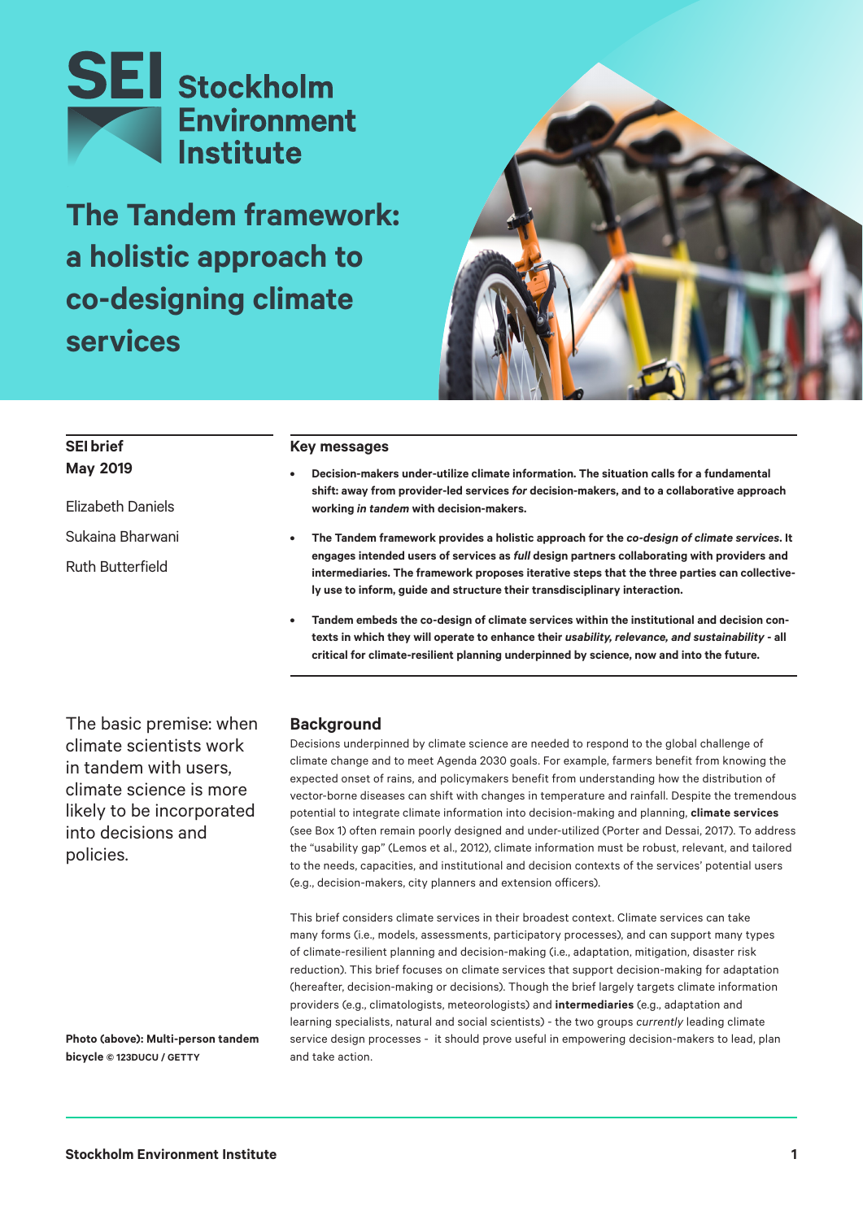SEI Stockholm Environment Institute

# The Tandem framework: a holistic approach to co-designing climate services

**SEI brief**
**May 2019**

Elizabeth Daniels

Sukaina Bharwani

Ruth Butterfield

## Key messages

- **Decision-makers under-utilize climate information. The situation calls for a fundamental shift: away from provider-led services *for* decision-makers, and to a collaborative approach working *in tandem* with decision-makers.**
- **The Tandem framework provides a holistic approach for the *co-design of climate services*. It engages intended users of services as *full* design partners collaborating with providers and intermediaries. The framework proposes iterative steps that the three parties can collectively use to inform, guide and structure their transdisciplinary interaction.**
- **Tandem embeds the co-design of climate services within the institutional and decision contexts in which they will operate to enhance their *usability, relevance, and sustainability* - all critical for climate-resilient planning underpinned by science, now and into the future.**

The basic premise: when climate scientists work in tandem with users, climate science is more likely to be incorporated into decisions and policies.

## Background

Decisions underpinned by climate science are needed to respond to the global challenge of climate change and to meet Agenda 2030 goals. For example, farmers benefit from knowing the expected onset of rains, and policymakers benefit from understanding how the distribution of vector-borne diseases can shift with changes in temperature and rainfall. Despite the tremendous potential to integrate climate information into decision-making and planning, **climate services** (see Box 1) often remain poorly designed and under-utilized (Porter and Dessai, 2017). To address the "usability gap" (Lemos et al., 2012), climate information must be robust, relevant, and tailored to the needs, capacities, and institutional and decision contexts of the services' potential users (e.g., decision-makers, city planners and extension officers).

This brief considers climate services in their broadest context. Climate services can take many forms (i.e., models, assessments, participatory processes), and can support many types of climate-resilient planning and decision-making (i.e., adaptation, mitigation, disaster risk reduction). This brief focuses on climate services that support decision-making for adaptation (hereafter, decision-making or decisions). Though the brief largely targets climate information providers (e.g., climatologists, meteorologists) and **intermediaries** (e.g., adaptation and learning specialists, natural and social scientists) - the two groups *currently* leading climate service design processes - it should prove useful in empowering decision-makers to lead, plan and take action.

**Photo (above): Multi-person tandem bicycle** © 123DUCU / GETTY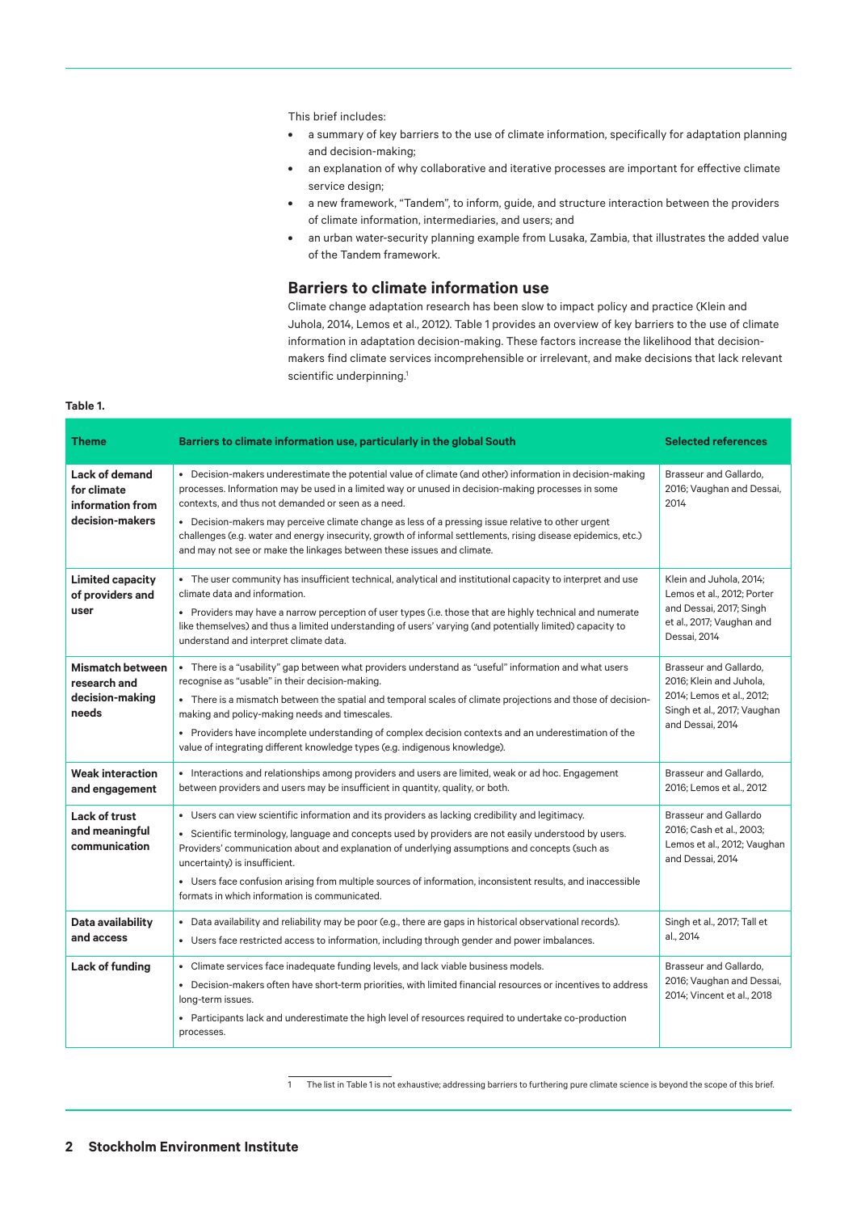This brief includes:

- a summary of key barriers to the use of climate information, specifically for adaptation planning and decision-making;
- an explanation of why collaborative and iterative processes are important for effective climate service design;
- a new framework, "Tandem", to inform, guide, and structure interaction between the providers of climate information, intermediaries, and users; and
- an urban water-security planning example from Lusaka, Zambia, that illustrates the added value of the Tandem framework.

## Barriers to climate information use

Climate change adaptation research has been slow to impact policy and practice (Klein and Juhola, 2014, Lemos et al., 2012). Table 1 provides an overview of key barriers to the use of climate information in adaptation decision-making. These factors increase the likelihood that decision-makers find climate services incomprehensible or irrelevant, and make decisions that lack relevant scientific underpinning.[1]

**Table 1.**

| Theme | Barriers to climate information use, particularly in the global South | Selected references |
|---|---|---|
| **Lack of demand for climate information from decision-makers** | • Decision-makers underestimate the potential value of climate (and other) information in decision-making processes. Information may be used in a limited way or unused in decision-making processes in some contexts, and thus not demanded or seen as a need.<br>• Decision-makers may perceive climate change as less of a pressing issue relative to other urgent challenges (e.g. water and energy insecurity, growth of informal settlements, rising disease epidemics, etc.) and may not see or make the linkages between these issues and climate. | Brasseur and Gallardo, 2016; Vaughan and Dessai, 2014 |
| **Limited capacity of providers and user** | • The user community has insufficient technical, analytical and institutional capacity to interpret and use climate data and information.<br>• Providers may have a narrow perception of user types (i.e. those that are highly technical and numerate like themselves) and thus a limited understanding of users' varying (and potentially limited) capacity to understand and interpret climate data. | Klein and Juhola, 2014; Lemos et al., 2012; Porter and Dessai, 2017; Singh et al., 2017; Vaughan and Dessai, 2014 |
| **Mismatch between research and decision-making needs** | • There is a "usability" gap between what providers understand as "useful" information and what users recognise as "usable" in their decision-making.<br>• There is a mismatch between the spatial and temporal scales of climate projections and those of decision-making and policy-making needs and timescales.<br>• Providers have incomplete understanding of complex decision contexts and an underestimation of the value of integrating different knowledge types (e.g. indigenous knowledge). | Brasseur and Gallardo, 2016; Klein and Juhola, 2014; Lemos et al., 2012; Singh et al., 2017; Vaughan and Dessai, 2014 |
| **Weak interaction and engagement** | • Interactions and relationships among providers and users are limited, weak or ad hoc. Engagement between providers and users may be insufficient in quantity, quality, or both. | Brasseur and Gallardo, 2016; Lemos et al., 2012 |
| **Lack of trust and meaningful communication** | • Users can view scientific information and its providers as lacking credibility and legitimacy.<br>• Scientific terminology, language and concepts used by providers are not easily understood by users. Providers' communication about and explanation of underlying assumptions and concepts (such as uncertainty) is insufficient.<br>• Users face confusion arising from multiple sources of information, inconsistent results, and inaccessible formats in which information is communicated. | Brasseur and Gallardo 2016; Cash et al., 2003; Lemos et al., 2012; Vaughan and Dessai, 2014 |
| **Data availability and access** | • Data availability and reliability may be poor (e.g., there are gaps in historical observational records).<br>• Users face restricted access to information, including through gender and power imbalances. | Singh et al., 2017; Tall et al., 2014 |
| **Lack of funding** | • Climate services face inadequate funding levels, and lack viable business models.<br>• Decision-makers often have short-term priorities, with limited financial resources or incentives to address long-term issues.<br>• Participants lack and underestimate the high level of resources required to undertake co-production processes. | Brasseur and Gallardo, 2016; Vaughan and Dessai, 2014; Vincent et al., 2018 |

[1] The list in Table 1 is not exhaustive; addressing barriers to furthering pure climate science is beyond the scope of this brief.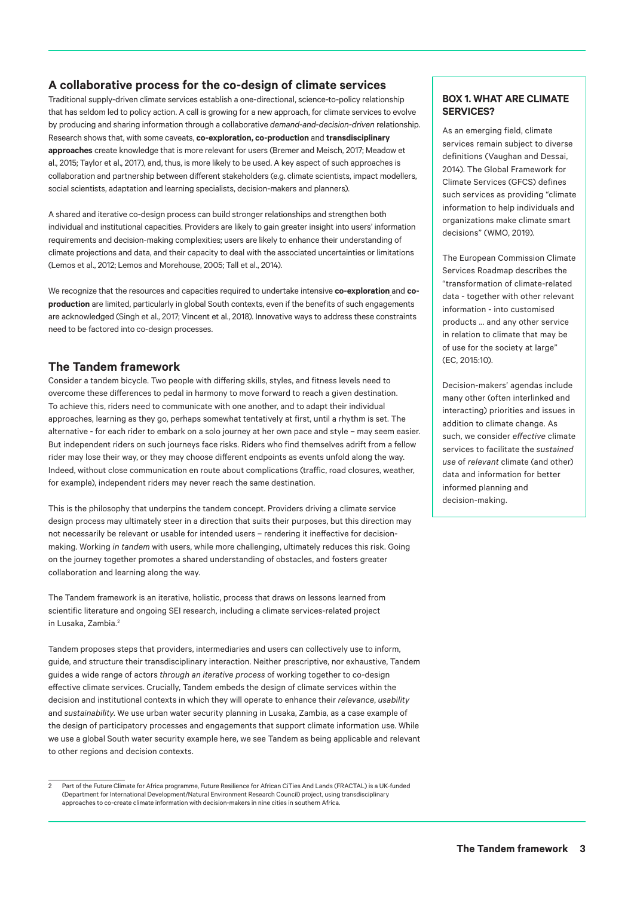## A collaborative process for the co-design of climate services

Traditional supply-driven climate services establish a one-directional, science-to-policy relationship that has seldom led to policy action. A call is growing for a new approach, for climate services to evolve by producing and sharing information through a collaborative *demand-and-decision-driven* relationship. Research shows that, with some caveats, **co-exploration, co-production** and **transdisciplinary approaches** create knowledge that is more relevant for users (Bremer and Meisch, 2017; Meadow et al., 2015; Taylor et al., 2017), and, thus, is more likely to be used. A key aspect of such approaches is collaboration and partnership between different stakeholders (e.g. climate scientists, impact modellers, social scientists, adaptation and learning specialists, decision-makers and planners).

A shared and iterative co-design process can build stronger relationships and strengthen both individual and institutional capacities. Providers are likely to gain greater insight into users' information requirements and decision-making complexities; users are likely to enhance their understanding of climate projections and data, and their capacity to deal with the associated uncertainties or limitations (Lemos et al., 2012; Lemos and Morehouse, 2005; Tall et al., 2014).

We recognize that the resources and capacities required to undertake intensive **co-exploration** and **co-production** are limited, particularly in global South contexts, even if the benefits of such engagements are acknowledged (Singh et al., 2017; Vincent et al., 2018). Innovative ways to address these constraints need to be factored into co-design processes.

## The Tandem framework

Consider a tandem bicycle. Two people with differing skills, styles, and fitness levels need to overcome these differences to pedal in harmony to move forward to reach a given destination. To achieve this, riders need to communicate with one another, and to adapt their individual approaches, learning as they go, perhaps somewhat tentatively at first, until a rhythm is set. The alternative - for each rider to embark on a solo journey at her own pace and style – may seem easier. But independent riders on such journeys face risks. Riders who find themselves adrift from a fellow rider may lose their way, or they may choose different endpoints as events unfold along the way. Indeed, without close communication en route about complications (traffic, road closures, weather, for example), independent riders may never reach the same destination.

This is the philosophy that underpins the tandem concept. Providers driving a climate service design process may ultimately steer in a direction that suits their purposes, but this direction may not necessarily be relevant or usable for intended users – rendering it ineffective for decision-making. Working *in tandem* with users, while more challenging, ultimately reduces this risk. Going on the journey together promotes a shared understanding of obstacles, and fosters greater collaboration and learning along the way.

The Tandem framework is an iterative, holistic, process that draws on lessons learned from scientific literature and ongoing SEI research, including a climate services-related project in Lusaka, Zambia.[2]

Tandem proposes steps that providers, intermediaries and users can collectively use to inform, guide, and structure their transdisciplinary interaction. Neither prescriptive, nor exhaustive, Tandem guides a wide range of actors *through an iterative process* of working together to co-design effective climate services. Crucially, Tandem embeds the design of climate services within the decision and institutional contexts in which they will operate to enhance their *relevance*, *usability* and *sustainability*. We use urban water security planning in Lusaka, Zambia, as a case example of the design of participatory processes and engagements that support climate information use. While we use a global South water security example here, we see Tandem as being applicable and relevant to other regions and decision contexts.

### BOX 1. WHAT ARE CLIMATE SERVICES?

As an emerging field, climate services remain subject to diverse definitions (Vaughan and Dessai, 2014). The Global Framework for Climate Services (GFCS) defines such services as providing "climate information to help individuals and organizations make climate smart decisions" (WMO, 2019).

The European Commission Climate Services Roadmap describes the "transformation of climate-related data - together with other relevant information - into customised products … and any other service in relation to climate that may be of use for the society at large" (EC, 2015:10).

Decision-makers' agendas include many other (often interlinked and interacting) priorities and issues in addition to climate change. As such, we consider *effective* climate services to facilitate the *sustained use* of *relevant* climate (and other) data and information for better informed planning and decision-making.

---

2 Part of the Future Climate for Africa programme, Future Resilience for African CiTies And Lands (FRACTAL) is a UK-funded (Department for International Development/Natural Environment Research Council) project, using transdisciplinary approaches to co-create climate information with decision-makers in nine cities in southern Africa.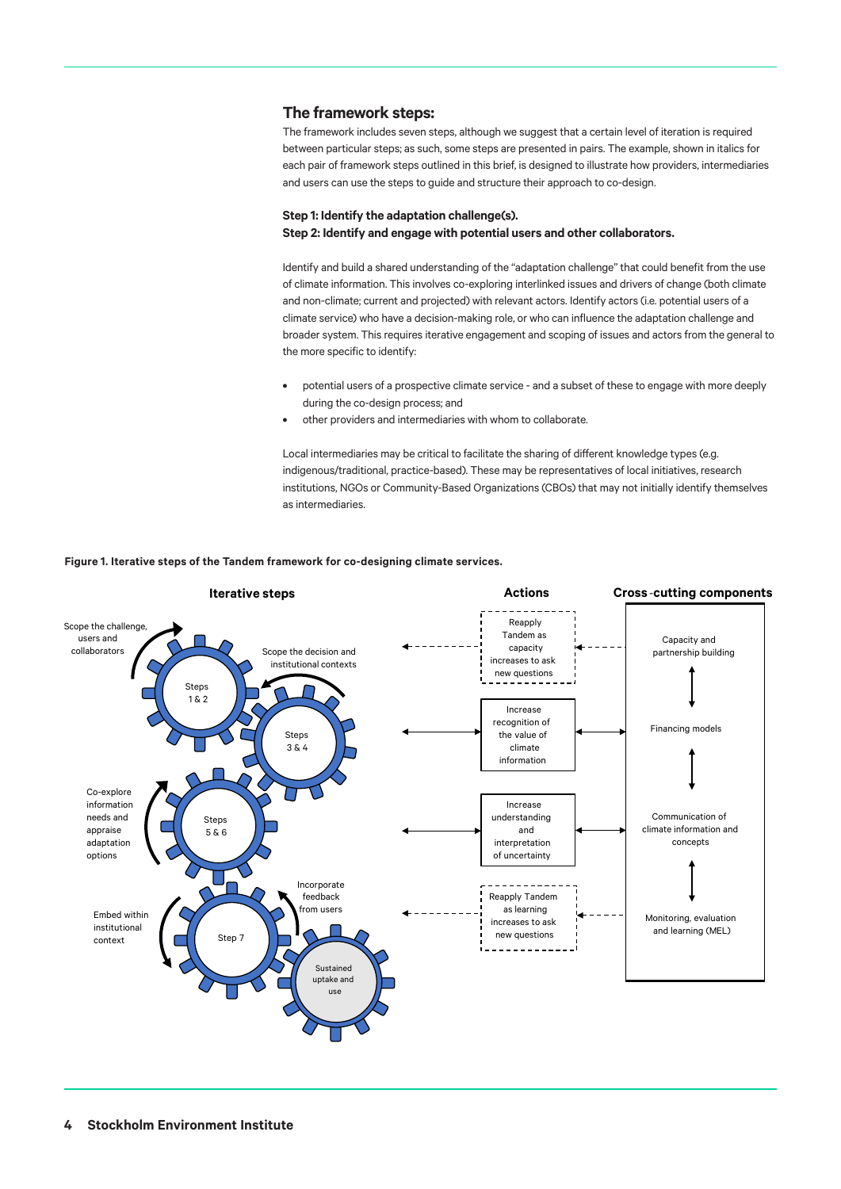## The framework steps:

The framework includes seven steps, although we suggest that a certain level of iteration is required between particular steps; as such, some steps are presented in pairs. The example, shown in italics for each pair of framework steps outlined in this brief, is designed to illustrate how providers, intermediaries and users can use the steps to guide and structure their approach to co-design.

**Step 1: Identify the adaptation challenge(s).**
**Step 2: Identify and engage with potential users and other collaborators.**

Identify and build a shared understanding of the "adaptation challenge" that could benefit from the use of climate information. This involves co-exploring interlinked issues and drivers of change (both climate and non-climate; current and projected) with relevant actors. Identify actors (i.e. potential users of a climate service) who have a decision-making role, or who can influence the adaptation challenge and broader system. This requires iterative engagement and scoping of issues and actors from the general to the more specific to identify:

- potential users of a prospective climate service - and a subset of these to engage with more deeply during the co-design process; and
- other providers and intermediaries with whom to collaborate.

Local intermediaries may be critical to facilitate the sharing of different knowledge types (e.g. indigenous/traditional, practice-based). These may be representatives of local initiatives, research institutions, NGOs or Community-Based Organizations (CBOs) that may not initially identify themselves as intermediaries.

**Figure 1. Iterative steps of the Tandem framework for co-designing climate services.**

**Iterative steps**

- Steps 1 & 2: Scope the challenge, users and collaborators
- Steps 3 & 4: Scope the decision and institutional contexts
- Steps 5 & 6: Co-explore information needs and appraise adaptation options
- Step 7: Embed within institutional context; Incorporate feedback from users
- Sustained uptake and use

**Actions**

- Reapply Tandem as capacity increases to ask new questions
- Increase recognition of the value of climate information
- Increase understanding and interpretation of uncertainty
- Reapply Tandem as learning increases to ask new questions

**Cross-cutting components**

- Capacity and partnership building
- Financing models
- Communication of climate information and concepts
- Monitoring, evaluation and learning (MEL)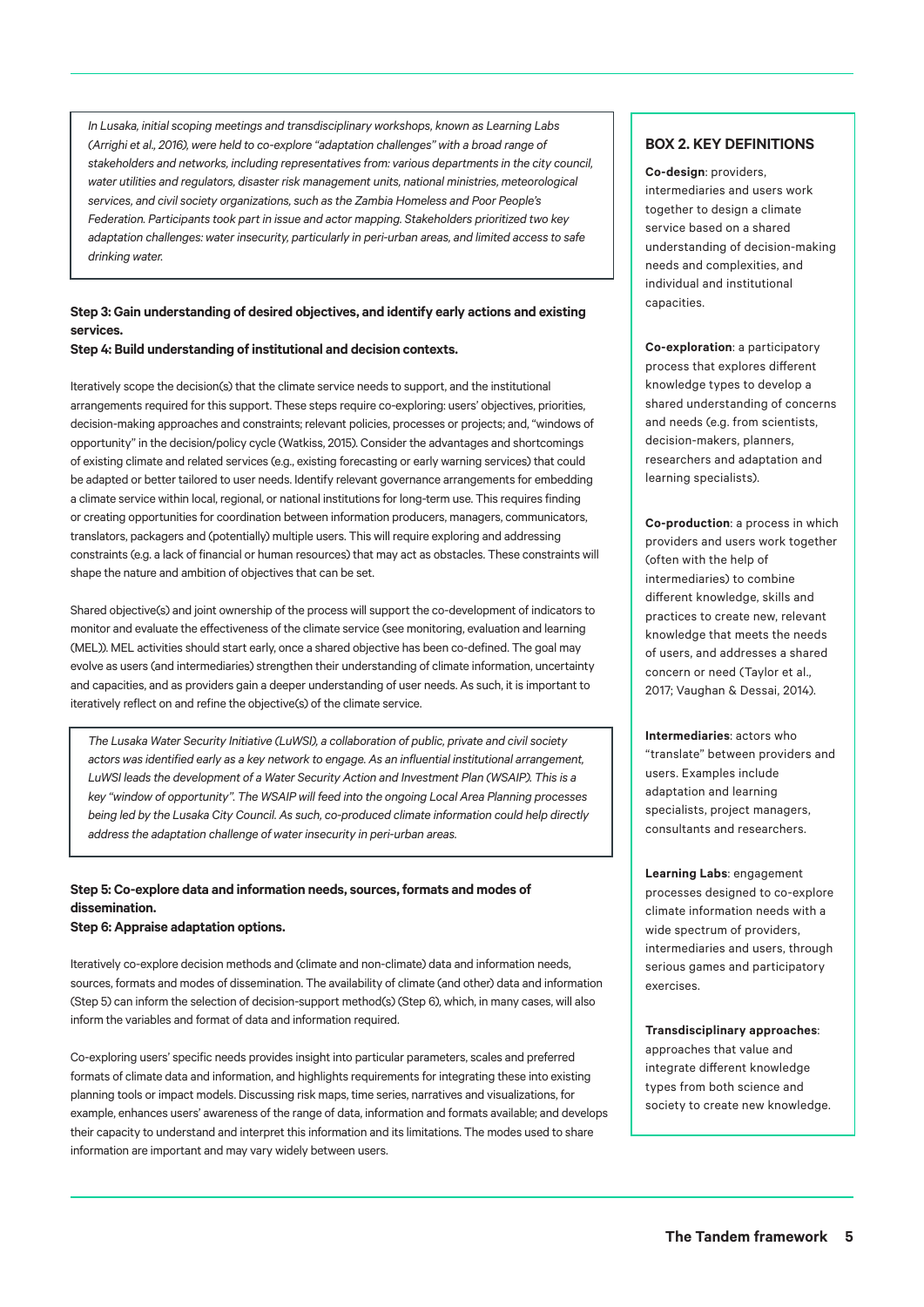*In Lusaka, initial scoping meetings and transdisciplinary workshops, known as Learning Labs (Arrighi et al., 2016), were held to co-explore "adaptation challenges" with a broad range of stakeholders and networks, including representatives from: various departments in the city council, water utilities and regulators, disaster risk management units, national ministries, meteorological services, and civil society organizations, such as the Zambia Homeless and Poor People's Federation. Participants took part in issue and actor mapping. Stakeholders prioritized two key adaptation challenges: water insecurity, particularly in peri-urban areas, and limited access to safe drinking water.*

**Step 3: Gain understanding of desired objectives, and identify early actions and existing services.**

**Step 4: Build understanding of institutional and decision contexts.**

Iteratively scope the decision(s) that the climate service needs to support, and the institutional arrangements required for this support. These steps require co-exploring: users' objectives, priorities, decision-making approaches and constraints; relevant policies, processes or projects; and, "windows of opportunity" in the decision/policy cycle (Watkiss, 2015). Consider the advantages and shortcomings of existing climate and related services (e.g., existing forecasting or early warning services) that could be adapted or better tailored to user needs. Identify relevant governance arrangements for embedding a climate service within local, regional, or national institutions for long-term use. This requires finding or creating opportunities for coordination between information producers, managers, communicators, translators, packagers and (potentially) multiple users. This will require exploring and addressing constraints (e.g. a lack of financial or human resources) that may act as obstacles. These constraints will shape the nature and ambition of objectives that can be set.

Shared objective(s) and joint ownership of the process will support the co-development of indicators to monitor and evaluate the effectiveness of the climate service (see monitoring, evaluation and learning (MEL)). MEL activities should start early, once a shared objective has been co-defined. The goal may evolve as users (and intermediaries) strengthen their understanding of climate information, uncertainty and capacities, and as providers gain a deeper understanding of user needs. As such, it is important to iteratively reflect on and refine the objective(s) of the climate service.

*The Lusaka Water Security Initiative (LuWSI), a collaboration of public, private and civil society actors was identified early as a key network to engage. As an influential institutional arrangement, LuWSI leads the development of a Water Security Action and Investment Plan (WSAIP). This is a key "window of opportunity". The WSAIP will feed into the ongoing Local Area Planning processes being led by the Lusaka City Council. As such, co-produced climate information could help directly address the adaptation challenge of water insecurity in peri-urban areas.*

**Step 5: Co-explore data and information needs, sources, formats and modes of dissemination.**

**Step 6: Appraise adaptation options.**

Iteratively co-explore decision methods and (climate and non-climate) data and information needs, sources, formats and modes of dissemination. The availability of climate (and other) data and information (Step 5) can inform the selection of decision-support method(s) (Step 6), which, in many cases, will also inform the variables and format of data and information required.

Co-exploring users' specific needs provides insight into particular parameters, scales and preferred formats of climate data and information, and highlights requirements for integrating these into existing planning tools or impact models. Discussing risk maps, time series, narratives and visualizations, for example, enhances users' awareness of the range of data, information and formats available; and develops their capacity to understand and interpret this information and its limitations. The modes used to share information are important and may vary widely between users.

### BOX 2. KEY DEFINITIONS

**Co-design**: providers, intermediaries and users work together to design a climate service based on a shared understanding of decision-making needs and complexities, and individual and institutional capacities.

**Co-exploration**: a participatory process that explores different knowledge types to develop a shared understanding of concerns and needs (e.g. from scientists, decision-makers, planners, researchers and adaptation and learning specialists).

**Co-production**: a process in which providers and users work together (often with the help of intermediaries) to combine different knowledge, skills and practices to create new, relevant knowledge that meets the needs of users, and addresses a shared concern or need (Taylor et al., 2017; Vaughan & Dessai, 2014).

**Intermediaries**: actors who "translate" between providers and users. Examples include adaptation and learning specialists, project managers, consultants and researchers.

**Learning Labs**: engagement processes designed to co-explore climate information needs with a wide spectrum of providers, intermediaries and users, through serious games and participatory exercises.

**Transdisciplinary approaches**: approaches that value and integrate different knowledge types from both science and society to create new knowledge.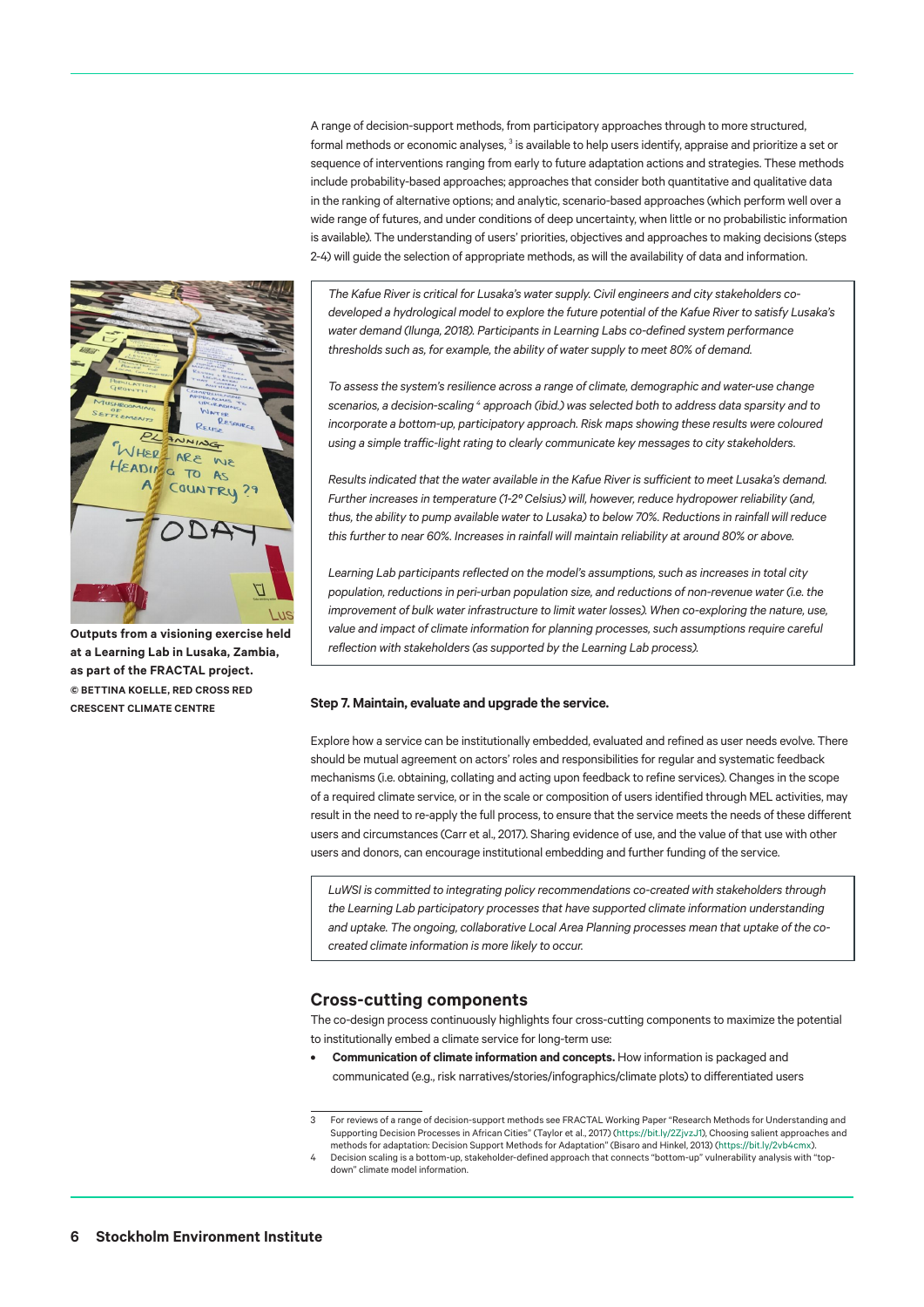A range of decision-support methods, from participatory approaches through to more structured, formal methods or economic analyses, [3] is available to help users identify, appraise and prioritize a set or sequence of interventions ranging from early to future adaptation actions and strategies. These methods include probability-based approaches; approaches that consider both quantitative and qualitative data in the ranking of alternative options; and analytic, scenario-based approaches (which perform well over a wide range of futures, and under conditions of deep uncertainty, when little or no probabilistic information is available). The understanding of users' priorities, objectives and approaches to making decisions (steps 2-4) will guide the selection of appropriate methods, as will the availability of data and information.

*The Kafue River is critical for Lusaka's water supply. Civil engineers and city stakeholders co-developed a hydrological model to explore the future potential of the Kafue River to satisfy Lusaka's water demand (Ilunga, 2018). Participants in Learning Labs co-defined system performance thresholds such as, for example, the ability of water supply to meet 80% of demand.*

*To assess the system's resilience across a range of climate, demographic and water-use change scenarios, a decision-scaling [4] approach (ibid.) was selected both to address data sparsity and to incorporate a bottom-up, participatory approach. Risk maps showing these results were coloured using a simple traffic-light rating to clearly communicate key messages to city stakeholders.*

*Results indicated that the water available in the Kafue River is sufficient to meet Lusaka's demand. Further increases in temperature (1-2° Celsius) will, however, reduce hydropower reliability (and, thus, the ability to pump available water to Lusaka) to below 70%. Reductions in rainfall will reduce this further to near 60%. Increases in rainfall will maintain reliability at around 80% or above.*

*Learning Lab participants reflected on the model's assumptions, such as increases in total city population, reductions in peri-urban population size, and reductions of non-revenue water (i.e. the improvement of bulk water infrastructure to limit water losses). When co-exploring the nature, use, value and impact of climate information for planning processes, such assumptions require careful reflection with stakeholders (as supported by the Learning Lab process).*

**Outputs from a visioning exercise held at a Learning Lab in Lusaka, Zambia, as part of the FRACTAL project.**
**© BETTINA KOELLE, RED CROSS RED CRESCENT CLIMATE CENTRE**

**Step 7. Maintain, evaluate and upgrade the service.**

Explore how a service can be institutionally embedded, evaluated and refined as user needs evolve. There should be mutual agreement on actors' roles and responsibilities for regular and systematic feedback mechanisms (i.e. obtaining, collating and acting upon feedback to refine services). Changes in the scope of a required climate service, or in the scale or composition of users identified through MEL activities, may result in the need to re-apply the full process, to ensure that the service meets the needs of these different users and circumstances (Carr et al., 2017). Sharing evidence of use, and the value of that use with other users and donors, can encourage institutional embedding and further funding of the service.

*LuWSI is committed to integrating policy recommendations co-created with stakeholders through the Learning Lab participatory processes that have supported climate information understanding and uptake. The ongoing, collaborative Local Area Planning processes mean that uptake of the co-created climate information is more likely to occur.*

## Cross-cutting components

The co-design process continuously highlights four cross-cutting components to maximize the potential to institutionally embed a climate service for long-term use:

- **Communication of climate information and concepts.** How information is packaged and communicated (e.g., risk narratives/stories/infographics/climate plots) to differentiated users

---

[3] For reviews of a range of decision-support methods see FRACTAL Working Paper "Research Methods for Understanding and Supporting Decision Processes in African Cities" (Taylor et al., 2017) (https://bit.ly/2ZjvzJ1), Choosing salient approaches and methods for adaptation: Decision Support Methods for Adaptation" (Bisaro and Hinkel, 2013) (https://bit.ly/2vb4cmx).

[4] Decision scaling is a bottom-up, stakeholder-defined approach that connects "bottom-up" vulnerability analysis with "top-down" climate model information.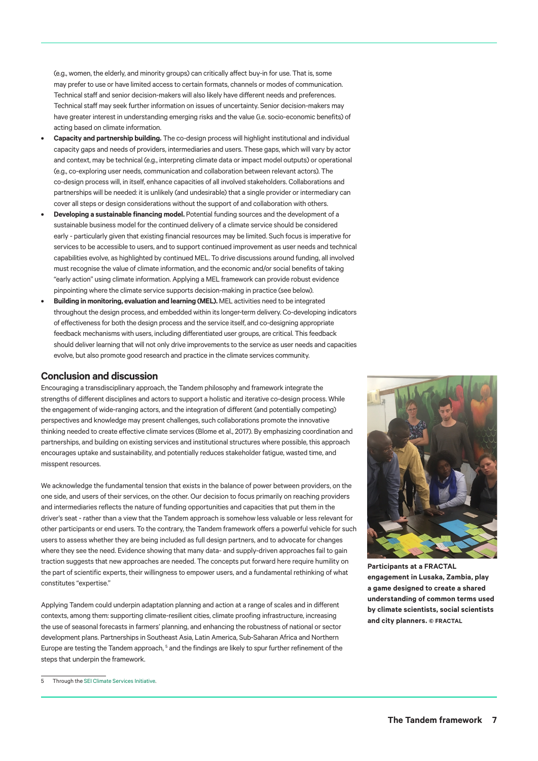(e.g., women, the elderly, and minority groups) can critically affect buy-in for use. That is, some may prefer to use or have limited access to certain formats, channels or modes of communication. Technical staff and senior decision-makers will also likely have different needs and preferences. Technical staff may seek further information on issues of uncertainty. Senior decision-makers may have greater interest in understanding emerging risks and the value (i.e. socio-economic benefits) of acting based on climate information.

- **Capacity and partnership building.** The co-design process will highlight institutional and individual capacity gaps and needs of providers, intermediaries and users. These gaps, which will vary by actor and context, may be technical (e.g., interpreting climate data or impact model outputs) or operational (e.g., co-exploring user needs, communication and collaboration between relevant actors). The co-design process will, in itself, enhance capacities of all involved stakeholders. Collaborations and partnerships will be needed: it is unlikely (and undesirable) that a single provider or intermediary can cover all steps or design considerations without the support of and collaboration with others.
- **Developing a sustainable financing model.** Potential funding sources and the development of a sustainable business model for the continued delivery of a climate service should be considered early - particularly given that existing financial resources may be limited. Such focus is imperative for services to be accessible to users, and to support continued improvement as user needs and technical capabilities evolve, as highlighted by continued MEL. To drive discussions around funding, all involved must recognise the value of climate information, and the economic and/or social benefits of taking "early action" using climate information. Applying a MEL framework can provide robust evidence pinpointing where the climate service supports decision-making in practice (see below).
- **Building in monitoring, evaluation and learning (MEL).** MEL activities need to be integrated throughout the design process, and embedded within its longer-term delivery. Co-developing indicators of effectiveness for both the design process and the service itself, and co-designing appropriate feedback mechanisms with users, including differentiated user groups, are critical. This feedback should deliver learning that will not only drive improvements to the service as user needs and capacities evolve, but also promote good research and practice in the climate services community.

## Conclusion and discussion

Encouraging a transdisciplinary approach, the Tandem philosophy and framework integrate the strengths of different disciplines and actors to support a holistic and iterative co-design process. While the engagement of wide-ranging actors, and the integration of different (and potentially competing) perspectives and knowledge may present challenges, such collaborations promote the innovative thinking needed to create effective climate services (Blome et al., 2017). By emphasizing coordination and partnerships, and building on existing services and institutional structures where possible, this approach encourages uptake and sustainability, and potentially reduces stakeholder fatigue, wasted time, and misspent resources.

We acknowledge the fundamental tension that exists in the balance of power between providers, on the one side, and users of their services, on the other. Our decision to focus primarily on reaching providers and intermediaries reflects the nature of funding opportunities and capacities that put them in the driver's seat - rather than a view that the Tandem approach is somehow less valuable or less relevant for other participants or end users. To the contrary, the Tandem framework offers a powerful vehicle for such users to assess whether they are being included as full design partners, and to advocate for changes where they see the need. Evidence showing that many data- and supply-driven approaches fail to gain traction suggests that new approaches are needed. The concepts put forward here require humility on the part of scientific experts, their willingness to empower users, and a fundamental rethinking of what constitutes "expertise."

**Participants at a FRACTAL engagement in Lusaka, Zambia, play a game designed to create a shared understanding of common terms used by climate scientists, social scientists and city planners.** © FRACTAL

Applying Tandem could underpin adaptation planning and action at a range of scales and in different contexts, among them: supporting climate-resilient cities, climate proofing infrastructure, increasing the use of seasonal forecasts in farmers' planning, and enhancing the robustness of national or sector development plans. Partnerships in Southeast Asia, Latin America, Sub-Saharan Africa and Northern Europe are testing the Tandem approach, [5] and the findings are likely to spur further refinement of the steps that underpin the framework.

---

5 Through the SEI Climate Services Initiative.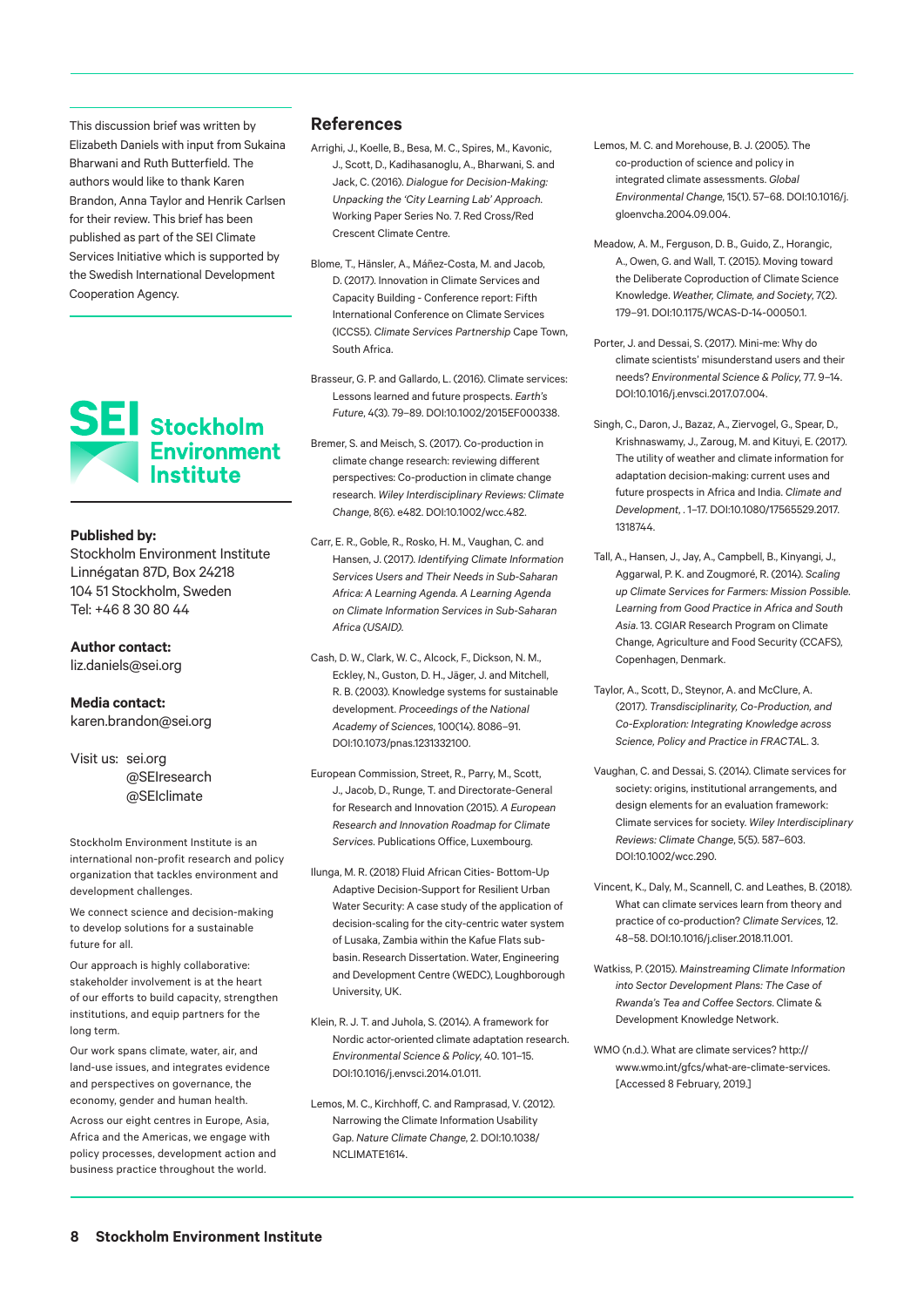This discussion brief was written by Elizabeth Daniels with input from Sukaina Bharwani and Ruth Butterfield. The authors would like to thank Karen Brandon, Anna Taylor and Henrik Carlsen for their review. This brief has been published as part of the SEI Climate Services Initiative which is supported by the Swedish International Development Cooperation Agency.

SEI Stockholm Environment Institute

**Published by:**
Stockholm Environment Institute
Linnégatan 87D, Box 24218
104 51 Stockholm, Sweden
Tel: +46 8 30 80 44

**Author contact:**
liz.daniels@sei.org

**Media contact:**
karen.brandon@sei.org

Visit us: sei.org
@SEIresearch
@SEIclimate

Stockholm Environment Institute is an international non-profit research and policy organization that tackles environment and development challenges.

We connect science and decision-making to develop solutions for a sustainable future for all.

Our approach is highly collaborative: stakeholder involvement is at the heart of our efforts to build capacity, strengthen institutions, and equip partners for the long term.

Our work spans climate, water, air, and land-use issues, and integrates evidence and perspectives on governance, the economy, gender and human health.

Across our eight centres in Europe, Asia, Africa and the Americas, we engage with policy processes, development action and business practice throughout the world.

## References

Arrighi, J., Koelle, B., Besa, M. C., Spires, M., Kavonic, J., Scott, D., Kadihasanoglu, A., Bharwani, S. and Jack, C. (2016). *Dialogue for Decision-Making: Unpacking the 'City Learning Lab' Approach.* Working Paper Series No. 7. Red Cross/Red Crescent Climate Centre.

Blome, T., Hänsler, A., Máñez-Costa, M. and Jacob, D. (2017). Innovation in Climate Services and Capacity Building - Conference report: Fifth International Conference on Climate Services (ICCS5). *Climate Services Partnership* Cape Town, South Africa.

Brasseur, G. P. and Gallardo, L. (2016). Climate services: Lessons learned and future prospects. *Earth's Future*, 4(3). 79–89. DOI:10.1002/2015EF000338.

Bremer, S. and Meisch, S. (2017). Co-production in climate change research: reviewing different perspectives: Co-production in climate change research. *Wiley Interdisciplinary Reviews: Climate Change*, 8(6). e482. DOI:10.1002/wcc.482.

Carr, E. R., Goble, R., Rosko, H. M., Vaughan, C. and Hansen, J. (2017). *Identifying Climate Information Services Users and Their Needs in Sub-Saharan Africa: A Learning Agenda. A Learning Agenda on Climate Information Services in Sub-Saharan Africa (USAID).*

Cash, D. W., Clark, W. C., Alcock, F., Dickson, N. M., Eckley, N., Guston, D. H., Jäger, J. and Mitchell, R. B. (2003). Knowledge systems for sustainable development. *Proceedings of the National Academy of Sciences*, 100(14). 8086–91. DOI:10.1073/pnas.1231332100.

European Commission, Street, R., Parry, M., Scott, J., Jacob, D., Runge, T. and Directorate-General for Research and Innovation (2015). *A European Research and Innovation Roadmap for Climate Services*. Publications Office, Luxembourg.

Ilunga, M. R. (2018) Fluid African Cities- Bottom-Up Adaptive Decision-Support for Resilient Urban Water Security: A case study of the application of decision-scaling for the city-centric water system of Lusaka, Zambia within the Kafue Flats sub-basin. Research Dissertation. Water, Engineering and Development Centre (WEDC), Loughborough University, UK.

Klein, R. J. T. and Juhola, S. (2014). A framework for Nordic actor-oriented climate adaptation research. *Environmental Science & Policy*, 40. 101–15. DOI:10.1016/j.envsci.2014.01.011.

Lemos, M. C., Kirchhoff, C. and Ramprasad, V. (2012). Narrowing the Climate Information Usability Gap. *Nature Climate Change*, 2. DOI:10.1038/NCLIMATE1614.

Lemos, M. C. and Morehouse, B. J. (2005). The co-production of science and policy in integrated climate assessments. *Global Environmental Change*, 15(1). 57–68. DOI:10.1016/j.gloenvcha.2004.09.004.

Meadow, A. M., Ferguson, D. B., Guido, Z., Horangic, A., Owen, G. and Wall, T. (2015). Moving toward the Deliberate Coproduction of Climate Science Knowledge. *Weather, Climate, and Society*, 7(2). 179–91. DOI:10.1175/WCAS-D-14-00050.1.

Porter, J. and Dessai, S. (2017). Mini-me: Why do climate scientists' misunderstand users and their needs? *Environmental Science & Policy*, 77. 9–14. DOI:10.1016/j.envsci.2017.07.004.

Singh, C., Daron, J., Bazaz, A., Ziervogel, G., Spear, D., Krishnaswamy, J., Zaroug, M. and Kituyi, E. (2017). The utility of weather and climate information for adaptation decision-making: current uses and future prospects in Africa and India. *Climate and Development*, . 1–17. DOI:10.1080/17565529.2017.1318744.

Tall, A., Hansen, J., Jay, A., Campbell, B., Kinyangi, J., Aggarwal, P. K. and Zougmoré, R. (2014). *Scaling up Climate Services for Farmers: Mission Possible. Learning from Good Practice in Africa and South Asia.* 13. CGIAR Research Program on Climate Change, Agriculture and Food Security (CCAFS), Copenhagen, Denmark.

Taylor, A., Scott, D., Steynor, A. and McClure, A. (2017). *Transdisciplinarity, Co-Production, and Co-Exploration: Integrating Knowledge across Science, Policy and Practice in FRACTAL*. 3.

Vaughan, C. and Dessai, S. (2014). Climate services for society: origins, institutional arrangements, and design elements for an evaluation framework: Climate services for society. *Wiley Interdisciplinary Reviews: Climate Change*, 5(5). 587–603. DOI:10.1002/wcc.290.

Vincent, K., Daly, M., Scannell, C. and Leathes, B. (2018). What can climate services learn from theory and practice of co-production? *Climate Services*, 12. 48–58. DOI:10.1016/j.cliser.2018.11.001.

Watkiss, P. (2015). *Mainstreaming Climate Information into Sector Development Plans: The Case of Rwanda's Tea and Coffee Sectors.* Climate & Development Knowledge Network.

WMO (n.d.). What are climate services? http://www.wmo.int/gfcs/what-are-climate-services. [Accessed 8 February, 2019.]